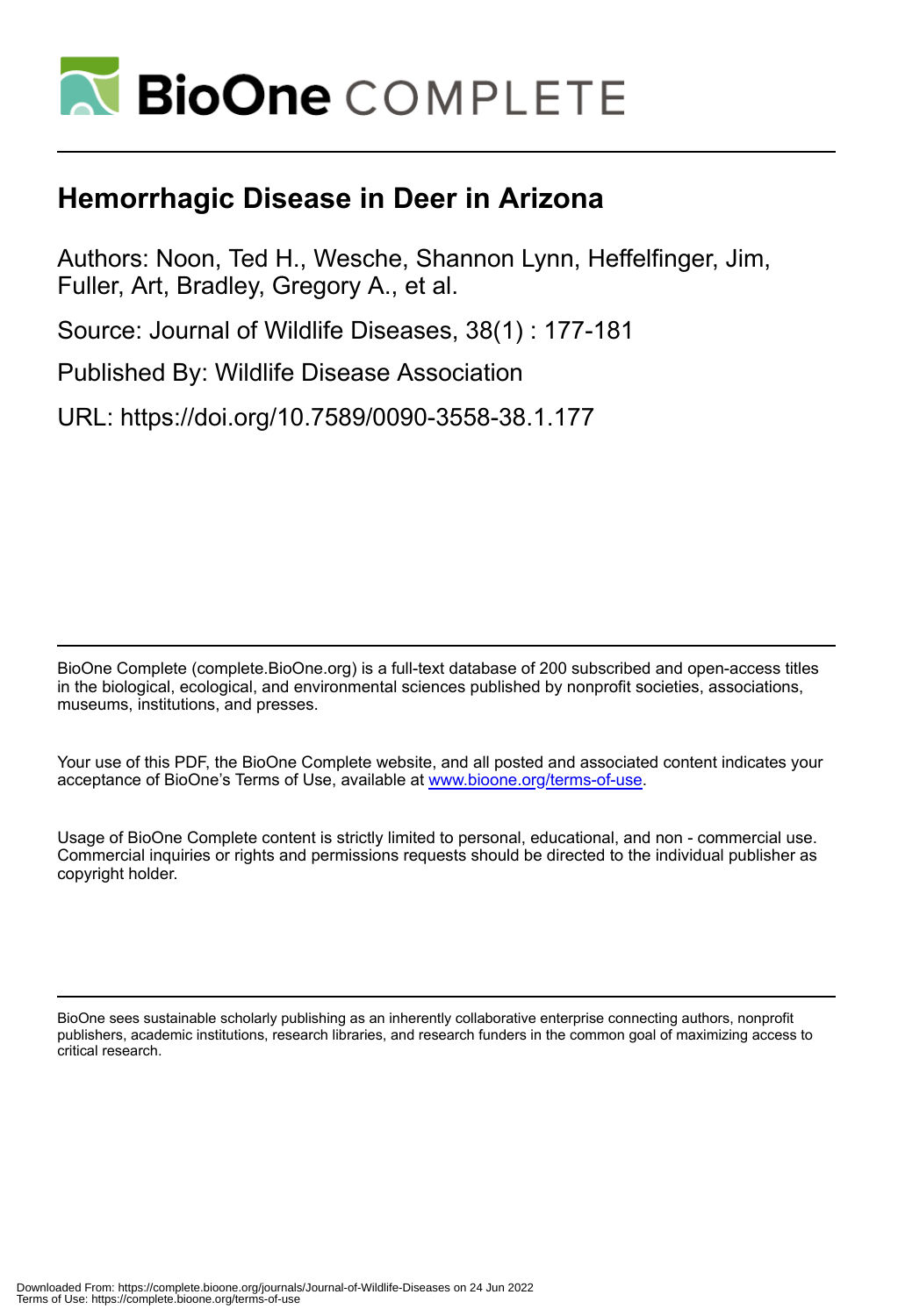# Hemorrhagic Disease in Deer in Arizona

Authors: Noon, Ted H., Wesche, Shannon Lynn, Heffelfinger, Jim, Fuller, Art, Bradley, Gregory A., et al.

Source: Journal of Wildlife Diseases, 38(1) : 177-181

Published By: Wildlife Disease Association

URL: https://doi.org/10.7589/0090-3558-38.1.177

BioOne Complete (complete.BioOne.org) is a full-text database of 200 subscribed and open-access titles in the biological, ecological, and environmental sciences published by nonprofit societies, associations, museums, institutions, and presses.

Your use of this PDF, the BioOne Complete website, and all posted and associated content indicates your acceptance of BioOne's Terms of Use, available at www.bioone.org/terms-of-use.

Usage of BioOne Complete content is strictly limited to personal, educational, and non - commercial use. Commercial inquiries or rights and permissions requests should be directed to the individual publisher as copyright holder.

BioOne sees sustainable scholarly publishing as an inherently collaborative enterprise connecting authors, nonprofit publishers, academic institutions, research libraries, and research funders in the common goal of maximizing access to critical research.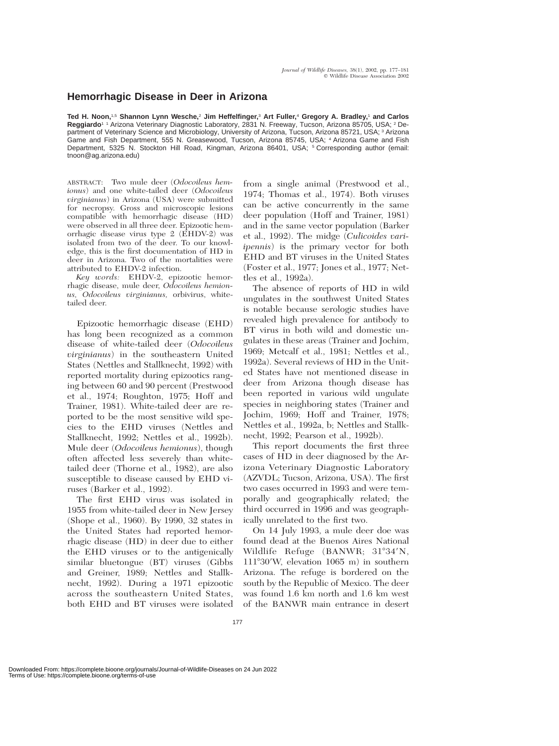# Hemorrhagic Disease in Deer in Arizona

**Ted H. Noon,**[1,5] **Shannon Lynn Wesche,**[2] **Jim Heffelfinger,**[3] **Art Fuller,**[4] **Gregory A. Bradley,**[1] **and Carlos Reggiardo**[1] [1] Arizona Veterinary Diagnostic Laboratory, 2831 N. Freeway, Tucson, Arizona 85705, USA; [2] Department of Veterinary Science and Microbiology, University of Arizona, Tucson, Arizona 85721, USA; [3] Arizona Game and Fish Department, 555 N. Greasewood, Tucson, Arizona 85745, USA; [4] Arizona Game and Fish Department, 5325 N. Stockton Hill Road, Kingman, Arizona 86401, USA; [5] Corresponding author (email: tnoon@ag.arizona.edu)

ABSTRACT: Two mule deer (*Odocoileus hemionus*) and one white-tailed deer (*Odocoileus virginianus*) in Arizona (USA) were submitted for necropsy. Gross and microscopic lesions compatible with hemorrhagic disease (HD) were observed in all three deer. Epizootic hemorrhagic disease virus type 2 (EHDV-2) was isolated from two of the deer. To our knowledge, this is the first documentation of HD in deer in Arizona. Two of the mortalities were attributed to EHDV-2 infection.

*Key words:* EHDV-2, epizootic hemorrhagic disease, mule deer, *Odocoileus hemionus, Odocoileus virginianus,* orbivirus, white-tailed deer.

Epizootic hemorrhagic disease (EHD) has long been recognized as a common disease of white-tailed deer (*Odocoileus virginianus*) in the southeastern United States (Nettles and Stallknecht, 1992) with reported mortality during epizootics ranging between 60 and 90 percent (Prestwood et al., 1974; Roughton, 1975; Hoff and Trainer, 1981). White-tailed deer are reported to be the most sensitive wild species to the EHD viruses (Nettles and Stallknecht, 1992; Nettles et al., 1992b). Mule deer (*Odocoileus hemionus*), though often affected less severely than white-tailed deer (Thorne et al., 1982), are also susceptible to disease caused by EHD viruses (Barker et al., 1992).

The first EHD virus was isolated in 1955 from white-tailed deer in New Jersey (Shope et al., 1960). By 1990, 32 states in the United States had reported hemorrhagic disease (HD) in deer due to either the EHD viruses or to the antigenically similar bluetongue (BT) viruses (Gibbs and Greiner, 1989; Nettles and Stallknecht, 1992). During a 1971 epizootic across the southeastern United States, both EHD and BT viruses were isolated from a single animal (Prestwood et al., 1974; Thomas et al., 1974). Both viruses can be active concurrently in the same deer population (Hoff and Trainer, 1981) and in the same vector population (Barker et al., 1992). The midge (*Culicoides variipennis*) is the primary vector for both EHD and BT viruses in the United States (Foster et al., 1977; Jones et al., 1977; Nettles et al., 1992a).

The absence of reports of HD in wild ungulates in the southwest United States is notable because serologic studies have revealed high prevalence for antibody to BT virus in both wild and domestic ungulates in these areas (Trainer and Jochim, 1969; Metcalf et al., 1981; Nettles et al., 1992a). Several reviews of HD in the United States have not mentioned disease in deer from Arizona though disease has been reported in various wild ungulate species in neighboring states (Trainer and Jochim, 1969; Hoff and Trainer, 1978; Nettles et al., 1992a, b; Nettles and Stallknecht, 1992; Pearson et al., 1992b).

This report documents the first three cases of HD in deer diagnosed by the Arizona Veterinary Diagnostic Laboratory (AZVDL; Tucson, Arizona, USA). The first two cases occurred in 1993 and were temporally and geographically related; the third occurred in 1996 and was geographically unrelated to the first two.

On 14 July 1993, a mule deer doe was found dead at the Buenos Aires National Wildlife Refuge (BANWR; 31°34′N, 111°30′W, elevation 1065 m) in southern Arizona. The refuge is bordered on the south by the Republic of Mexico. The deer was found 1.6 km north and 1.6 km west of the BANWR main entrance in desert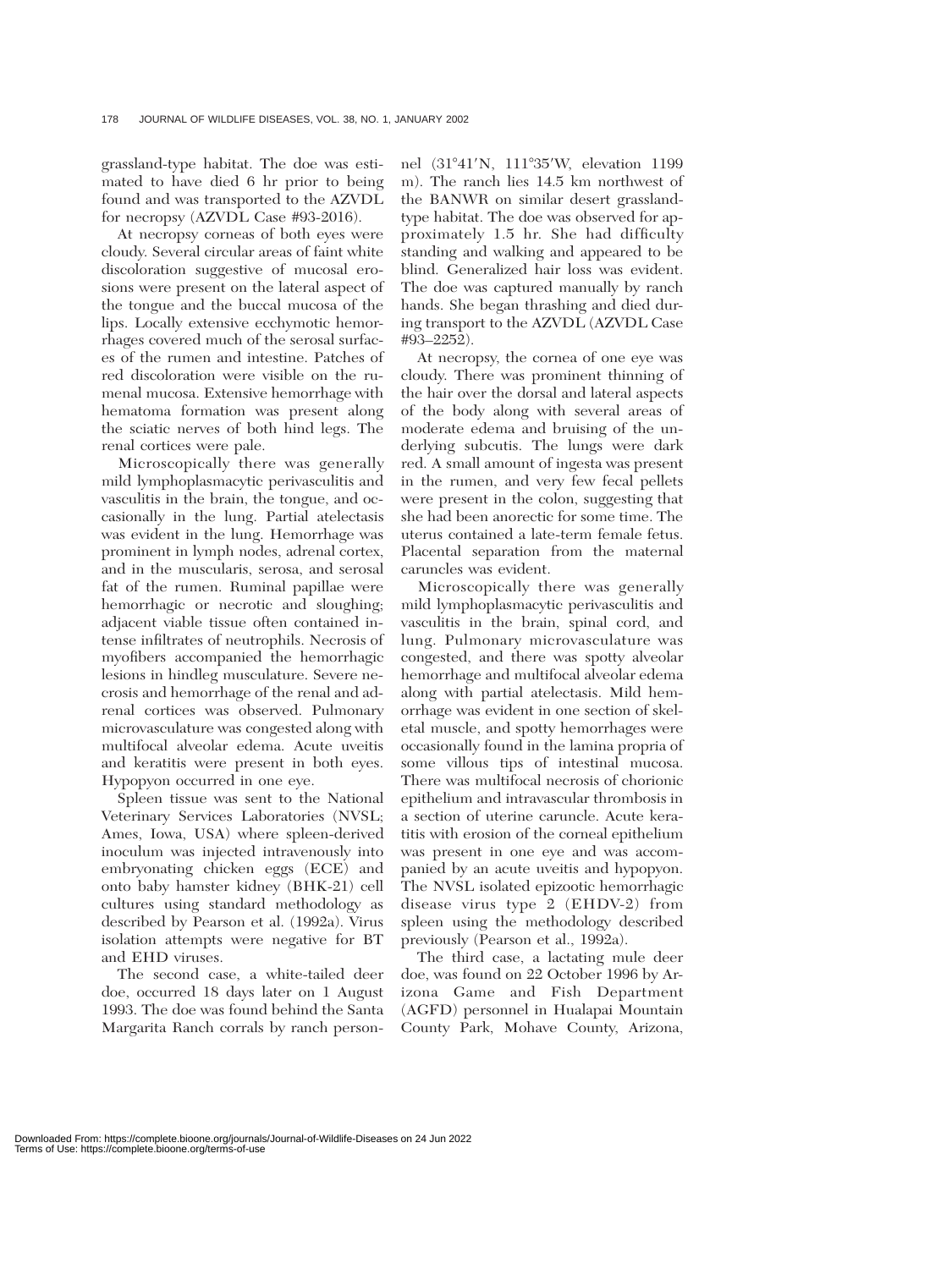grassland-type habitat. The doe was estimated to have died 6 hr prior to being found and was transported to the AZVDL for necropsy (AZVDL Case #93-2016).

At necropsy corneas of both eyes were cloudy. Several circular areas of faint white discoloration suggestive of mucosal erosions were present on the lateral aspect of the tongue and the buccal mucosa of the lips. Locally extensive ecchymotic hemorrhages covered much of the serosal surfaces of the rumen and intestine. Patches of red discoloration were visible on the ruminal mucosa. Extensive hemorrhage with hematoma formation was present along the sciatic nerves of both hind legs. The renal cortices were pale.

Microscopically there was generally mild lymphoplasmacytic perivasculitis and vasculitis in the brain, the tongue, and occasionally in the lung. Partial atelectasis was evident in the lung. Hemorrhage was prominent in lymph nodes, adrenal cortex, and in the muscularis, serosa, and serosal fat of the rumen. Ruminal papillae were hemorrhagic or necrotic and sloughing; adjacent viable tissue often contained intense infiltrates of neutrophils. Necrosis of myofibers accompanied the hemorrhagic lesions in hindleg musculature. Severe necrosis and hemorrhage of the renal and adrenal cortices was observed. Pulmonary microvasculature was congested along with multifocal alveolar edema. Acute uveitis and keratitis were present in both eyes. Hypopyon occurred in one eye.

Spleen tissue was sent to the National Veterinary Services Laboratories (NVSL; Ames, Iowa, USA) where spleen-derived inoculum was injected intravenously into embryonating chicken eggs (ECE) and onto baby hamster kidney (BHK-21) cell cultures using standard methodology as described by Pearson et al. (1992a). Virus isolation attempts were negative for BT and EHD viruses.

The second case, a white-tailed deer doe, occurred 18 days later on 1 August 1993. The doe was found behind the Santa Margarita Ranch corrals by ranch personnel (31°41′N, 111°35′W, elevation 1199 m). The ranch lies 14.5 km northwest of the BANWR on similar desert grassland-type habitat. The doe was observed for approximately 1.5 hr. She had difficulty standing and walking and appeared to be blind. Generalized hair loss was evident. The doe was captured manually by ranch hands. She began thrashing and died during transport to the AZVDL (AZVDL Case #93–2252).

At necropsy, the cornea of one eye was cloudy. There was prominent thinning of the hair over the dorsal and lateral aspects of the body along with several areas of moderate edema and bruising of the underlying subcutis. The lungs were dark red. A small amount of ingesta was present in the rumen, and very few fecal pellets were present in the colon, suggesting that she had been anorectic for some time. The uterus contained a late-term female fetus. Placental separation from the maternal caruncles was evident.

Microscopically there was generally mild lymphoplasmacytic perivasculitis and vasculitis in the brain, spinal cord, and lung. Pulmonary microvasculature was congested, and there was spotty alveolar hemorrhage and multifocal alveolar edema along with partial atelectasis. Mild hemorrhage was evident in one section of skeletal muscle, and spotty hemorrhages were occasionally found in the lamina propria of some villous tips of intestinal mucosa. There was multifocal necrosis of chorionic epithelium and intravascular thrombosis in a section of uterine caruncle. Acute keratitis with erosion of the corneal epithelium was present in one eye and was accompanied by an acute uveitis and hypopyon. The NVSL isolated epizootic hemorrhagic disease virus type 2 (EHDV-2) from spleen using the methodology described previously (Pearson et al., 1992a).

The third case, a lactating mule deer doe, was found on 22 October 1996 by Arizona Game and Fish Department (AGFD) personnel in Hualapai Mountain County Park, Mohave County, Arizona,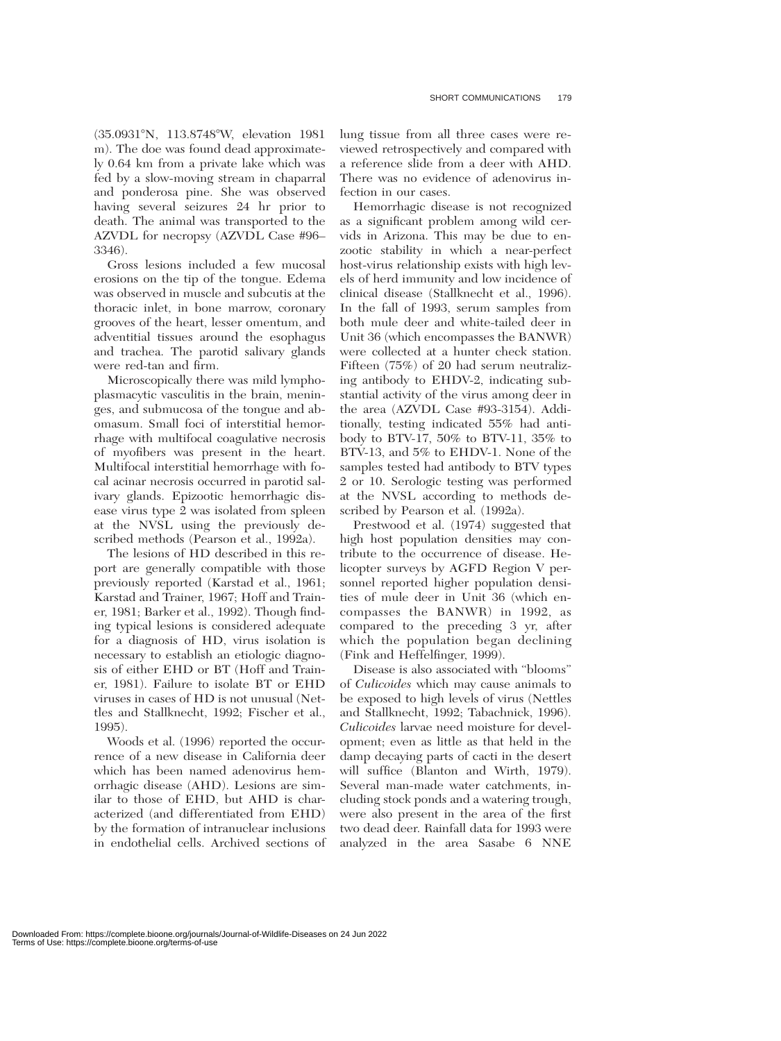(35.0931°N, 113.8748°W, elevation 1981 m). The doe was found dead approximately 0.64 km from a private lake which was fed by a slow-moving stream in chaparral and ponderosa pine. She was observed having several seizures 24 hr prior to death. The animal was transported to the AZVDL for necropsy (AZVDL Case #96–3346).

Gross lesions included a few mucosal erosions on the tip of the tongue. Edema was observed in muscle and subcutis at the thoracic inlet, in bone marrow, coronary grooves of the heart, lesser omentum, and adventitial tissues around the esophagus and trachea. The parotid salivary glands were red-tan and firm.

Microscopically there was mild lymphoplasmacytic vasculitis in the brain, meninges, and submucosa of the tongue and abomasum. Small foci of interstitial hemorrhage with multifocal coagulative necrosis of myofibers was present in the heart. Multifocal interstitial hemorrhage with focal acinar necrosis occurred in parotid salivary glands. Epizootic hemorrhagic disease virus type 2 was isolated from spleen at the NVSL using the previously described methods (Pearson et al., 1992a).

The lesions of HD described in this report are generally compatible with those previously reported (Karstad et al., 1961; Karstad and Trainer, 1967; Hoff and Trainer, 1981; Barker et al., 1992). Though finding typical lesions is considered adequate for a diagnosis of HD, virus isolation is necessary to establish an etiologic diagnosis of either EHD or BT (Hoff and Trainer, 1981). Failure to isolate BT or EHD viruses in cases of HD is not unusual (Nettles and Stallknecht, 1992; Fischer et al., 1995).

Woods et al. (1996) reported the occurrence of a new disease in California deer which has been named adenovirus hemorrhagic disease (AHD). Lesions are similar to those of EHD, but AHD is characterized (and differentiated from EHD) by the formation of intranuclear inclusions in endothelial cells. Archived sections of lung tissue from all three cases were reviewed retrospectively and compared with a reference slide from a deer with AHD. There was no evidence of adenovirus infection in our cases.

Hemorrhagic disease is not recognized as a significant problem among wild cervids in Arizona. This may be due to enzootic stability in which a near-perfect host-virus relationship exists with high levels of herd immunity and low incidence of clinical disease (Stallknecht et al., 1996). In the fall of 1993, serum samples from both mule deer and white-tailed deer in Unit 36 (which encompasses the BANWR) were collected at a hunter check station. Fifteen (75%) of 20 had serum neutralizing antibody to EHDV-2, indicating substantial activity of the virus among deer in the area (AZVDL Case #93-3154). Additionally, testing indicated 55% had antibody to BTV-17, 50% to BTV-11, 35% to BTV-13, and 5% to EHDV-1. None of the samples tested had antibody to BTV types 2 or 10. Serologic testing was performed at the NVSL according to methods described by Pearson et al. (1992a).

Prestwood et al. (1974) suggested that high host population densities may contribute to the occurrence of disease. Helicopter surveys by AGFD Region V personnel reported higher population densities of mule deer in Unit 36 (which encompasses the BANWR) in 1992, as compared to the preceding 3 yr, after which the population began declining (Fink and Heffelfinger, 1999).

Disease is also associated with "blooms" of *Culicoides* which may cause animals to be exposed to high levels of virus (Nettles and Stallknecht, 1992; Tabachnick, 1996). *Culicoides* larvae need moisture for development; even as little as that held in the damp decaying parts of cacti in the desert will suffice (Blanton and Wirth, 1979). Several man-made water catchments, including stock ponds and a watering trough, were also present in the area of the first two dead deer. Rainfall data for 1993 were analyzed in the area Sasabe 6 NNE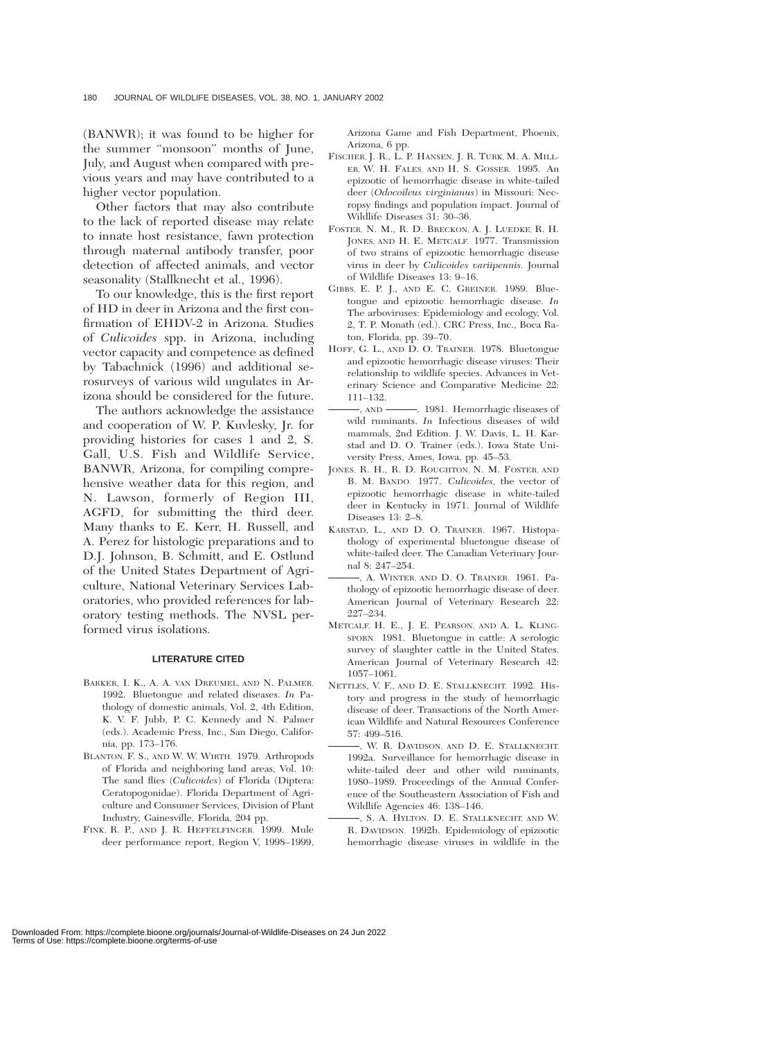(BANWR); it was found to be higher for the summer "monsoon" months of June, July, and August when compared with previous years and may have contributed to a higher vector population.

Other factors that may also contribute to the lack of reported disease may relate to innate host resistance, fawn protection through maternal antibody transfer, poor detection of affected animals, and vector seasonality (Stallknecht et al., 1996).

To our knowledge, this is the first report of HD in deer in Arizona and the first confirmation of EHDV-2 in Arizona. Studies of *Culicoides* spp. in Arizona, including vector capacity and competence as defined by Tabachnick (1996) and additional serosurveys of various wild ungulates in Arizona should be considered for the future.

The authors acknowledge the assistance and cooperation of W. P. Kuvlesky, Jr. for providing histories for cases 1 and 2, S. Gall, U.S. Fish and Wildlife Service, BANWR, Arizona, for compiling comprehensive weather data for this region, and N. Lawson, formerly of Region III, AGFD, for submitting the third deer. Many thanks to E. Kerr, H. Russell, and A. Perez for histologic preparations and to D.J. Johnson, B. Schmitt, and E. Ostlund of the United States Department of Agriculture, National Veterinary Services Laboratories, who provided references for laboratory testing methods. The NVSL performed virus isolations.

## LITERATURE CITED

BARKER, I. K., A. A. VAN DREUMEL, AND N. PALMER. 1992. Bluetongue and related diseases. *In* Pathology of domestic animals, Vol. 2, 4th Edition, K. V. F. Jubb, P. C. Kennedy and N. Palmer (eds.). Academic Press, Inc., San Diego, California, pp. 173–176.

BLANTON, F. S., AND W. W. WIRTH. 1979. Arthropods of Florida and neighboring land areas, Vol. 10: The sand flies (*Culicoides*) of Florida (Diptera: Ceratopogonidae). Florida Department of Agriculture and Consumer Services, Division of Plant Industry, Gainesville, Florida, 204 pp.

FINK, R. P., AND J. R. HEFFELFINGER. 1999. Mule deer performance report, Region V, 1998–1999, Arizona Game and Fish Department, Phoenix, Arizona, 6 pp.

FISCHER, J. R., L. P. HANSEN, J. R. TURK, M. A. MILLER, W. H. FALES, AND H. S. GOSSER. 1995. An epizootic of hemorrhagic disease in white-tailed deer (*Odocoileus virginianus*) in Missouri: Necropsy findings and population impact. Journal of Wildlife Diseases 31: 30–36.

FOSTER, N. M., R. D. BRECKON, A. J. LUEDKE, R. H. JONES, AND H. E. METCALF. 1977. Transmission of two strains of epizootic hemorrhagic disease virus in deer by *Culicoides variipennis.* Journal of Wildlife Diseases 13: 9–16.

GIBBS, E. P. J., AND E. C. GREINER. 1989. Bluetongue and epizootic hemorrhagic disease. *In* The arboviruses: Epidemiology and ecology, Vol. 2, T. P. Monath (ed.). CRC Press, Inc., Boca Raton, Florida, pp. 39–70.

HOFF, G. L., AND D. O. TRAINER. 1978. Bluetongue and epizootic hemorrhagic disease viruses: Their relationship to wildlife species. Advances in Veterinary Science and Comparative Medicine 22: 111–132.

———, AND ———. 1981. Hemorrhagic diseases of wild ruminants. *In* Infectious diseases of wild mammals, 2nd Edition. J. W. Davis, L. H. Karstad and D. O. Trainer (eds.). Iowa State University Press, Ames, Iowa, pp. 45–53.

JONES, R. H., R. D. ROUGHTON, N. M. FOSTER, AND B. M. BANDO. 1977. *Culicoides,* the vector of epizootic hemorrhagic disease in white-tailed deer in Kentucky in 1971. Journal of Wildlife Diseases 13: 2–8.

KARSTAD, L., AND D. O. TRAINER. 1967. Histopathology of experimental bluetongue disease of white-tailed deer. The Canadian Veterinary Journal 8: 247–254.

———, A. WINTER, AND D. O. TRAINER. 1961. Pathology of epizootic hemorrhagic disease of deer. American Journal of Veterinary Research 22: 227–234.

METCALF, H. E., J. E. PEARSON, AND A. L. KLINGSPORN. 1981. Bluetongue in cattle: A serologic survey of slaughter cattle in the United States. American Journal of Veterinary Research 42: 1057–1061.

NETTLES, V. F., AND D. E. STALLKNECHT. 1992. History and progress in the study of hemorrhagic disease of deer. Transactions of the North American Wildlife and Natural Resources Conference 57: 499–516.

———, W. R. DAVIDSON, AND D. E. STALLKNECHT. 1992a. Surveillance for hemorrhagic disease in white-tailed deer and other wild ruminants, 1980–1989. Proceedings of the Annual Conference of the Southeastern Association of Fish and Wildlife Agencies 46: 138–146.

———, S. A. HYLTON, D. E. STALLKNECHT, AND W. R. DAVIDSON. 1992b. Epidemiology of epizootic hemorrhagic disease viruses in wildlife in the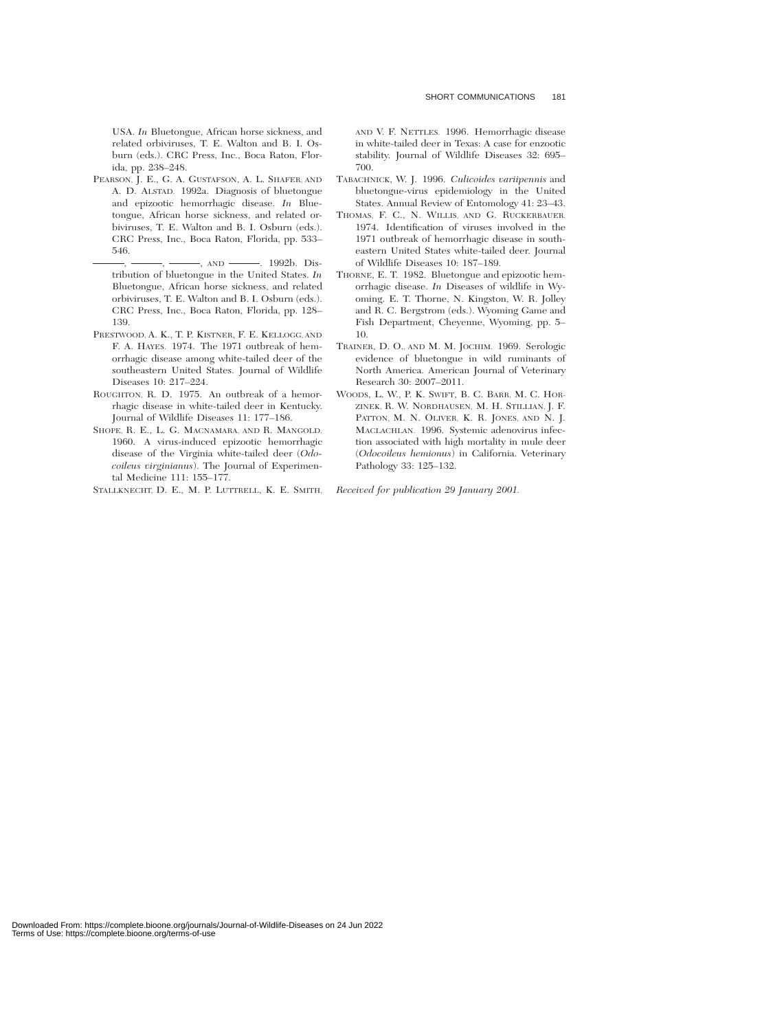USA. *In* Bluetongue, African horse sickness, and related orbiviruses, T. E. Walton and B. I. Osburn (eds.). CRC Press, Inc., Boca Raton, Florida, pp. 238–248.

PEARSON, J. E., G. A. GUSTAFSON, A. L. SHAFER, AND A. D. ALSTAD. 1992a. Diagnosis of bluetongue and epizootic hemorrhagic disease. *In* Bluetongue, African horse sickness, and related orbiviruses, T. E. Walton and B. I. Osburn (eds.). CRC Press, Inc., Boca Raton, Florida, pp. 533–546.

———, ———, ———, AND ———. 1992b. Distribution of bluetongue in the United States. *In* Bluetongue, African horse sickness, and related orbiviruses, T. E. Walton and B. I. Osburn (eds.). CRC Press, Inc., Boca Raton, Florida, pp. 128–139.

PRESTWOOD, A. K., T. P. KISTNER, F. E. KELLOGG, AND F. A. HAYES. 1974. The 1971 outbreak of hemorrhagic disease among white-tailed deer of the southeastern United States. Journal of Wildlife Diseases 10: 217–224.

ROUGHTON, R. D. 1975. An outbreak of a hemorrhagic disease in white-tailed deer in Kentucky. Journal of Wildlife Diseases 11: 177–186.

SHOPE, R. E., L. G. MACNAMARA, AND R. MANGOLD. 1960. A virus-induced epizootic hemorrhagic disease of the Virginia white-tailed deer (*Odocoileus virginianus*). The Journal of Experimental Medicine 111: 155–177.

STALLKNECHT, D. E., M. P. LUTTRELL, K. E. SMITH, AND V. F. NETTLES. 1996. Hemorrhagic disease in white-tailed deer in Texas: A case for enzootic stability. Journal of Wildlife Diseases 32: 695–700.

TABACHNICK, W. J. 1996. *Culicoides variipennis* and bluetongue-virus epidemiology in the United States. Annual Review of Entomology 41: 23–43.

THOMAS, F. C., N. WILLIS, AND G. RUCKERBAUER. 1974. Identification of viruses involved in the 1971 outbreak of hemorrhagic disease in southeastern United States white-tailed deer. Journal of Wildlife Diseases 10: 187–189.

THORNE, E. T. 1982. Bluetongue and epizootic hemorrhagic disease. *In* Diseases of wildlife in Wyoming. E. T. Thorne, N. Kingston, W. R. Jolley and R. C. Bergstrom (eds.). Wyoming Game and Fish Department, Cheyenne, Wyoming, pp. 5–10.

TRAINER, D. O., AND M. M. JOCHIM. 1969. Serologic evidence of bluetongue in wild ruminants of North America. American Journal of Veterinary Research 30: 2007–2011.

WOODS, L. W., P. K. SWIFT, B. C. BARR, M. C. HORZINEK, R. W. NORDHAUSEN, M. H. STILLIAN, J. F. PATTON, M. N. OLIVER, K. R. JONES, AND N. J. MACLACHLAN. 1996. Systemic adenovirus infection associated with high mortality in mule deer (*Odocoileus hemionus*) in California. Veterinary Pathology 33: 125–132.

*Received for publication 29 January 2001.*

Downloaded From: https://complete.bioone.org/journals/Journal-of-Wildlife-Diseases on 24 Jun 2022
Terms of Use: https://complete.bioone.org/terms-of-use